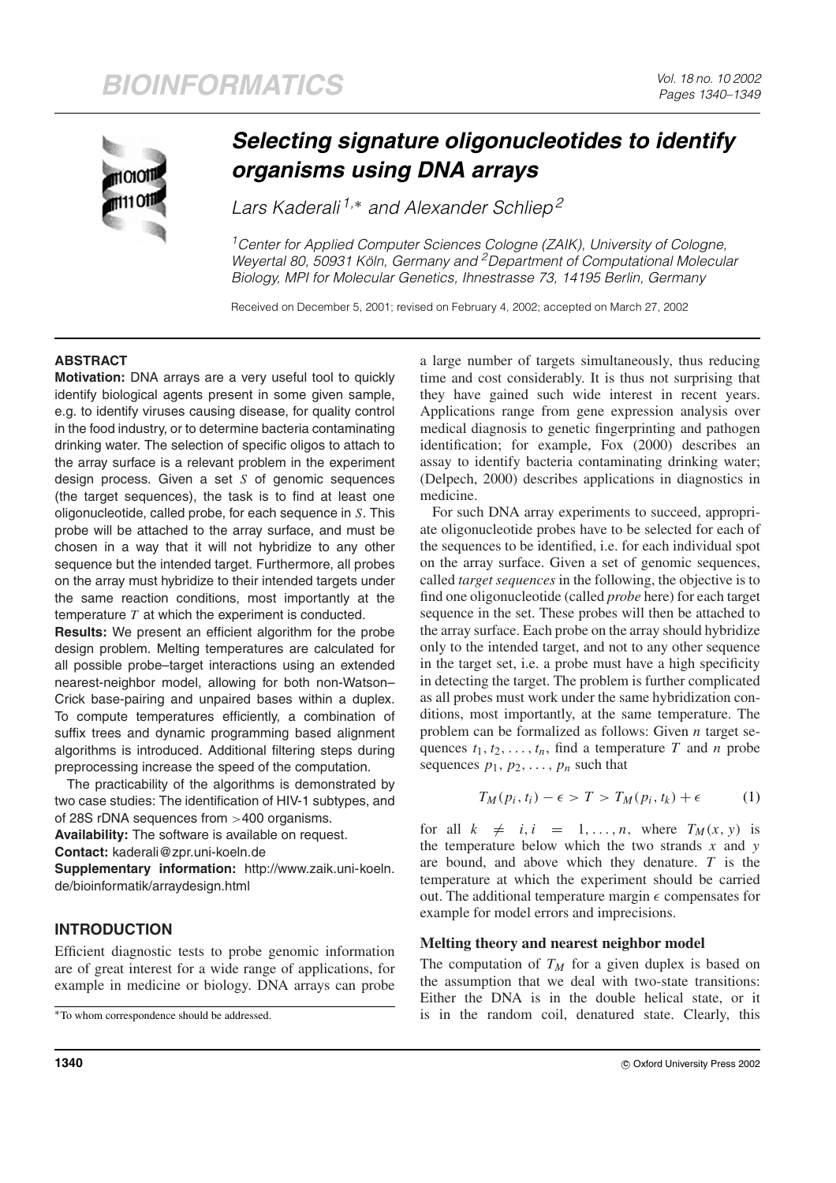# Selecting signature oligonucleotides to identify organisms using DNA arrays

*Lars Kaderali*[1,∗] *and Alexander Schliep*[2]

[1]*Center for Applied Computer Sciences Cologne (ZAIK), University of Cologne, Weyertal 80, 50931 Köln, Germany and* [2]*Department of Computational Molecular Biology, MPI for Molecular Genetics, Ihnestrasse 73, 14195 Berlin, Germany*

Received on December 5, 2001; revised on February 4, 2002; accepted on March 27, 2002

## ABSTRACT

**Motivation:** DNA arrays are a very useful tool to quickly identify biological agents present in some given sample, e.g. to identify viruses causing disease, for quality control in the food industry, or to determine bacteria contaminating drinking water. The selection of specific oligos to attach to the array surface is a relevant problem in the experiment design process. Given a set $S$ of genomic sequences (the target sequences), the task is to find at least one oligonucleotide, called probe, for each sequence in $S$. This probe will be attached to the array surface, and must be chosen in a way that it will not hybridize to any other sequence but the intended target. Furthermore, all probes on the array must hybridize to their intended targets under the same reaction conditions, most importantly at the temperature $T$ at which the experiment is conducted.

**Results:** We present an efficient algorithm for the probe design problem. Melting temperatures are calculated for all possible probe–target interactions using an extended nearest-neighbor model, allowing for both non-Watson–Crick base-pairing and unpaired bases within a duplex. To compute temperatures efficiently, a combination of suffix trees and dynamic programming based alignment algorithms is introduced. Additional filtering steps during preprocessing increase the speed of the computation.

The practicability of the algorithms is demonstrated by two case studies: The identification of HIV-1 subtypes, and of 28S rDNA sequences from >400 organisms.

**Availability:** The software is available on request.

**Contact:** kaderali@zpr.uni-koeln.de

**Supplementary information:** http://www.zaik.uni-koeln.de/bioinformatik/arraydesign.html

## INTRODUCTION

Efficient diagnostic tests to probe genomic information are of great interest for a wide range of applications, for example in medicine or biology. DNA arrays can probe a large number of targets simultaneously, thus reducing time and cost considerably. It is thus not surprising that they have gained such wide interest in recent years. Applications range from gene expression analysis over medical diagnosis to genetic fingerprinting and pathogen identification; for example, Fox (2000) describes an assay to identify bacteria contaminating drinking water; (Delpech, 2000) describes applications in diagnostics in medicine.

For such DNA array experiments to succeed, appropriate oligonucleotide probes have to be selected for each of the sequences to be identified, i.e. for each individual spot on the array surface. Given a set of genomic sequences, called *target sequences* in the following, the objective is to find one oligonucleotide (called *probe* here) for each target sequence in the set. These probes will then be attached to the array surface. Each probe on the array should hybridize only to the intended target, and not to any other sequence in the target set, i.e. a probe must have a high specificity in detecting the target. The problem is further complicated as all probes must work under the same hybridization conditions, most importantly, at the same temperature. The problem can be formalized as follows: Given $n$ target sequences $t_1, t_2, \ldots, t_n$, find a temperature $T$ and $n$ probe sequences $p_1, p_2, \ldots, p_n$ such that

$$T_M(p_i, t_i) - \epsilon > T > T_M(p_i, t_k) + \epsilon \qquad (1)$$

for all $k \neq i, i = 1, \ldots, n$, where $T_M(x, y)$ is the temperature below which the two strands $x$ and $y$ are bound, and above which they denature. $T$ is the temperature at which the experiment should be carried out. The additional temperature margin $\epsilon$ compensates for example for model errors and imprecisions.

### Melting theory and nearest neighbor model

The computation of $T_M$ for a given duplex is based on the assumption that we deal with two-state transitions: Either the DNA is in the double helical state, or it is in the random coil, denatured state. Clearly, this

∗To whom correspondence should be addressed.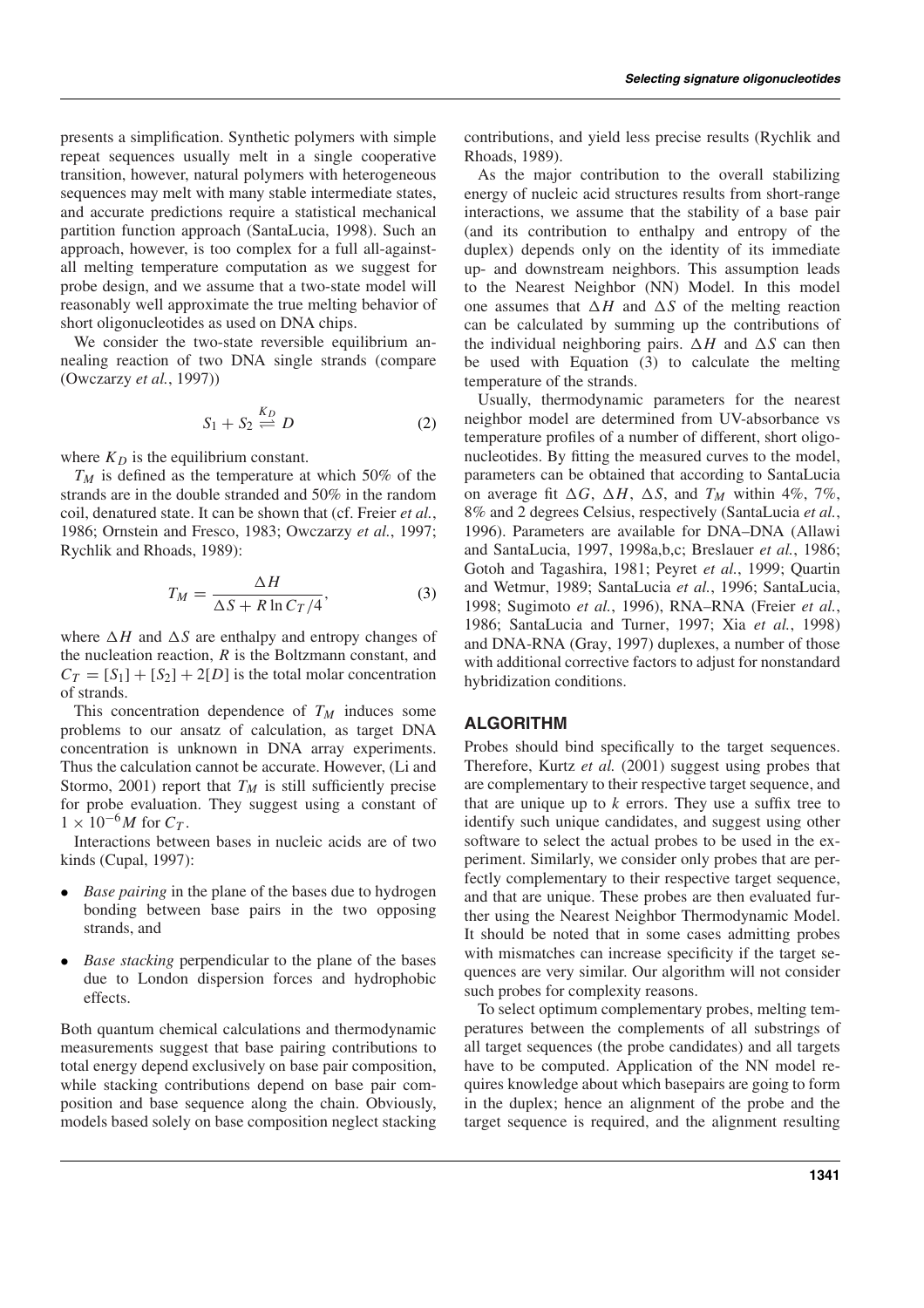presents a simplification. Synthetic polymers with simple repeat sequences usually melt in a single cooperative transition, however, natural polymers with heterogeneous sequences may melt with many stable intermediate states, and accurate predictions require a statistical mechanical partition function approach (SantaLucia, 1998). Such an approach, however, is too complex for a full all-against-all melting temperature computation as we suggest for probe design, and we assume that a two-state model will reasonably well approximate the true melting behavior of short oligonucleotides as used on DNA chips.

We consider the two-state reversible equilibrium annealing reaction of two DNA single strands (compare (Owczarzy *et al.*, 1997))

$$S_1 + S_2 \overset{K_D}{\rightleftharpoons} D \tag{2}$$

where $K_D$ is the equilibrium constant.

$T_M$ is defined as the temperature at which 50% of the strands are in the double stranded and 50% in the random coil, denatured state. It can be shown that (cf. Freier *et al.*, 1986; Ornstein and Fresco, 1983; Owczarzy *et al.*, 1997; Rychlik and Rhoads, 1989):

$$T_M = \frac{\Delta H}{\Delta S + R \ln C_T/4}, \tag{3}$$

where $\Delta H$ and $\Delta S$ are enthalpy and entropy changes of the nucleation reaction, $R$ is the Boltzmann constant, and $C_T = [S_1] + [S_2] + 2[D]$ is the total molar concentration of strands.

This concentration dependence of $T_M$ induces some problems to our ansatz of calculation, as target DNA concentration is unknown in DNA array experiments. Thus the calculation cannot be accurate. However, (Li and Stormo, 2001) report that $T_M$ is still sufficiently precise for probe evaluation. They suggest using a constant of $1 \times 10^{-6} M$ for $C_T$.

Interactions between bases in nucleic acids are of two kinds (Cupal, 1997):

- *Base pairing* in the plane of the bases due to hydrogen bonding between base pairs in the two opposing strands, and
- *Base stacking* perpendicular to the plane of the bases due to London dispersion forces and hydrophobic effects.

Both quantum chemical calculations and thermodynamic measurements suggest that base pairing contributions to total energy depend exclusively on base pair composition, while stacking contributions depend on base pair composition and base sequence along the chain. Obviously, models based solely on base composition neglect stacking contributions, and yield less precise results (Rychlik and Rhoads, 1989).

As the major contribution to the overall stabilizing energy of nucleic acid structures results from short-range interactions, we assume that the stability of a base pair (and its contribution to enthalpy and entropy of the duplex) depends only on the identity of its immediate up- and downstream neighbors. This assumption leads to the Nearest Neighbor (NN) Model. In this model one assumes that $\Delta H$ and $\Delta S$ of the melting reaction can be calculated by summing up the contributions of the individual neighboring pairs. $\Delta H$ and $\Delta S$ can then be used with Equation (3) to calculate the melting temperature of the strands.

Usually, thermodynamic parameters for the nearest neighbor model are determined from UV-absorbance vs temperature profiles of a number of different, short oligonucleotides. By fitting the measured curves to the model, parameters can be obtained that according to SantaLucia on average fit $\Delta G$, $\Delta H$, $\Delta S$, and $T_M$ within 4%, 7%, 8% and 2 degrees Celsius, respectively (SantaLucia *et al.*, 1996). Parameters are available for DNA–DNA (Allawi and SantaLucia, 1997, 1998a,b,c; Breslauer *et al.*, 1986; Gotoh and Tagashira, 1981; Peyret *et al.*, 1999; Quartin and Wetmur, 1989; SantaLucia *et al.*, 1996; SantaLucia, 1998; Sugimoto *et al.*, 1996), RNA–RNA (Freier *et al.*, 1986; SantaLucia and Turner, 1997; Xia *et al.*, 1998) and DNA-RNA (Gray, 1997) duplexes, a number of those with additional corrective factors to adjust for nonstandard hybridization conditions.

## ALGORITHM

Probes should bind specifically to the target sequences. Therefore, Kurtz *et al.* (2001) suggest using probes that are complementary to their respective target sequence, and that are unique up to $k$ errors. They use a suffix tree to identify such unique candidates, and suggest using other software to select the actual probes to be used in the experiment. Similarly, we consider only probes that are perfectly complementary to their respective target sequence, and that are unique. These probes are then evaluated further using the Nearest Neighbor Thermodynamic Model. It should be noted that in some cases admitting probes with mismatches can increase specificity if the target sequences are very similar. Our algorithm will not consider such probes for complexity reasons.

To select optimum complementary probes, melting temperatures between the complements of all substrings of all target sequences (the probe candidates) and all targets have to be computed. Application of the NN model requires knowledge about which basepairs are going to form in the duplex; hence an alignment of the probe and the target sequence is required, and the alignment resulting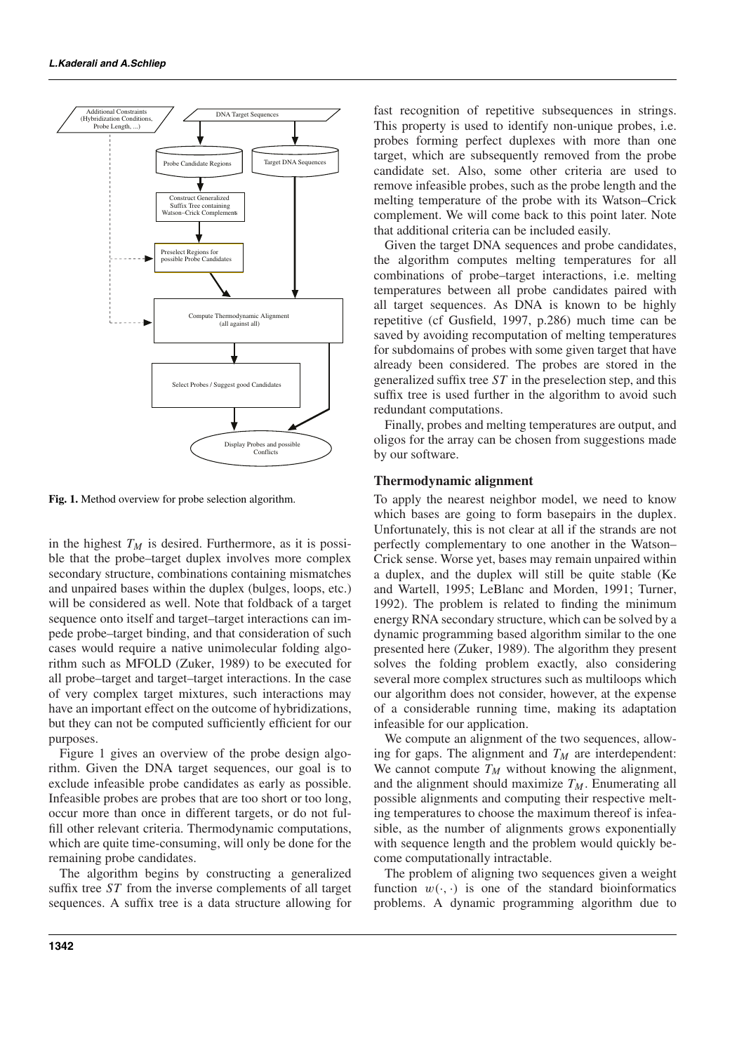Additional Constraints (Hybridization Conditions, Probe Length, ...)

DNA Target Sequences

Probe Candidate Regions

Target DNA Sequences

Construct Generalized Suffix Tree containing Watson–Crick Complements

Preselect Regions for possible Probe Candidates

Compute Thermodynamic Alignment (all against all)

Select Probes / Suggest good Candidates

Display Probes and possible Conflicts

**Fig. 1.** Method overview for probe selection algorithm.

in the highest $T_M$ is desired. Furthermore, as it is possible that the probe–target duplex involves more complex secondary structure, combinations containing mismatches and unpaired bases within the duplex (bulges, loops, etc.) will be considered as well. Note that foldback of a target sequence onto itself and target–target interactions can impede probe–target binding, and that consideration of such cases would require a native unimolecular folding algorithm such as MFOLD (Zuker, 1989) to be executed for all probe–target and target–target interactions. In the case of very complex target mixtures, such interactions may have an important effect on the outcome of hybridizations, but they can not be computed sufficiently efficient for our purposes.

Figure 1 gives an overview of the probe design algorithm. Given the DNA target sequences, our goal is to exclude infeasible probe candidates as early as possible. Infeasible probes are probes that are too short or too long, occur more than once in different targets, or do not fulfill other relevant criteria. Thermodynamic computations, which are quite time-consuming, will only be done for the remaining probe candidates.

The algorithm begins by constructing a generalized suffix tree *ST* from the inverse complements of all target sequences. A suffix tree is a data structure allowing for fast recognition of repetitive subsequences in strings. This property is used to identify non-unique probes, i.e. probes forming perfect duplexes with more than one target, which are subsequently removed from the probe candidate set. Also, some other criteria are used to remove infeasible probes, such as the probe length and the melting temperature of the probe with its Watson–Crick complement. We will come back to this point later. Note that additional criteria can be included easily.

Given the target DNA sequences and probe candidates, the algorithm computes melting temperatures for all combinations of probe–target interactions, i.e. melting temperatures between all probe candidates paired with all target sequences. As DNA is known to be highly repetitive (cf Gusfield, 1997, p.286) much time can be saved by avoiding recomputation of melting temperatures for subdomains of probes with some given target that have already been considered. The probes are stored in the generalized suffix tree *ST* in the preselection step, and this suffix tree is used further in the algorithm to avoid such redundant computations.

Finally, probes and melting temperatures are output, and oligos for the array can be chosen from suggestions made by our software.

## Thermodynamic alignment

To apply the nearest neighbor model, we need to know which bases are going to form basepairs in the duplex. Unfortunately, this is not clear at all if the strands are not perfectly complementary to one another in the Watson–Crick sense. Worse yet, bases may remain unpaired within a duplex, and the duplex will still be quite stable (Ke and Wartell, 1995; LeBlanc and Morden, 1991; Turner, 1992). The problem is related to finding the minimum energy RNA secondary structure, which can be solved by a dynamic programming based algorithm similar to the one presented here (Zuker, 1989). The algorithm they present solves the folding problem exactly, also considering several more complex structures such as multiloops which our algorithm does not consider, however, at the expense of a considerable running time, making its adaptation infeasible for our application.

We compute an alignment of the two sequences, allowing for gaps. The alignment and $T_M$ are interdependent: We cannot compute $T_M$ without knowing the alignment, and the alignment should maximize $T_M$. Enumerating all possible alignments and computing their respective melting temperatures to choose the maximum thereof is infeasible, as the number of alignments grows exponentially with sequence length and the problem would quickly become computationally intractable.

The problem of aligning two sequences given a weight function $w(\cdot, \cdot)$ is one of the standard bioinformatics problems. A dynamic programming algorithm due to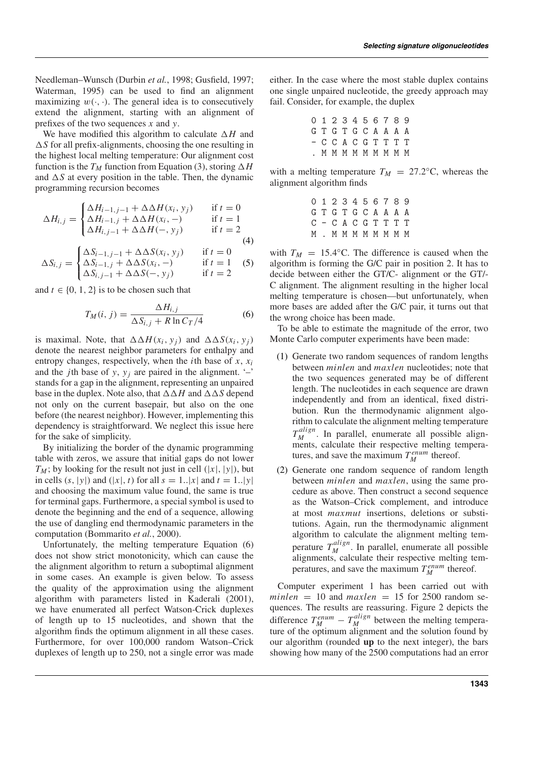Needleman–Wunsch (Durbin *et al.*, 1998; Gusfield, 1997; Waterman, 1995) can be used to find an alignment maximizing $w(\cdot,\cdot)$. The general idea is to consecutively extend the alignment, starting with an alignment of prefixes of the two sequences $x$ and $y$.

We have modified this algorithm to calculate $\Delta H$ and $\Delta S$ for all prefix-alignments, choosing the one resulting in the highest local melting temperature: Our alignment cost function is the $T_M$ function from Equation (3), storing $\Delta H$ and $\Delta S$ at every position in the table. Then, the dynamic programming recursion becomes

$$\Delta H_{i,j} = \begin{cases} \Delta H_{i-1,j-1} + \Delta\Delta H(x_i, y_j) & \text{if } t = 0 \\ \Delta H_{i-1,j} + \Delta\Delta H(x_i, -) & \text{if } t = 1 \\ \Delta H_{i,j-1} + \Delta\Delta H(-, y_j) & \text{if } t = 2 \end{cases} \tag{4}$$

$$\Delta S_{i,j} = \begin{cases} \Delta S_{i-1,j-1} + \Delta\Delta S(x_i, y_j) & \text{if } t = 0 \\ \Delta S_{i-1,j} + \Delta\Delta S(x_i, -) & \text{if } t = 1 \\ \Delta S_{i,j-1} + \Delta\Delta S(-, y_j) & \text{if } t = 2 \end{cases} \tag{5}$$

and $t \in \{0, 1, 2\}$ is to be chosen such that

$$T_M(i, j) = \frac{\Delta H_{i,j}}{\Delta S_{i,j} + R \ln C_T/4} \tag{6}$$

is maximal. Note, that $\Delta\Delta H(x_i, y_j)$ and $\Delta\Delta S(x_i, y_j)$ denote the nearest neighbor parameters for enthalpy and entropy changes, respectively, when the $i$th base of $x$, $x_i$ and the $j$th base of $y$, $y_j$ are paired in the alignment. '–' stands for a gap in the alignment, representing an unpaired base in the duplex. Note also, that $\Delta\Delta H$ and $\Delta\Delta S$ depend not only on the current basepair, but also on the one before (the nearest neighbor). However, implementing this dependency is straightforward. We neglect this issue here for the sake of simplicity.

By initializing the border of the dynamic programming table with zeros, we assure that initial gaps do not lower $T_M$; by looking for the result not just in cell $(|x|, |y|)$, but in cells $(s, |y|)$ and $(|x|, t)$ for all $s = 1..|x|$ and $t = 1..|y|$ and choosing the maximum value found, the same is true for terminal gaps. Furthermore, a special symbol is used to denote the beginning and the end of a sequence, allowing the use of dangling end thermodynamic parameters in the computation (Bommarito *et al.*, 2000).

Unfortunately, the melting temperature Equation (6) does not show strict monotonicity, which can cause the the alignment algorithm to return a suboptimal alignment in some cases. An example is given below. To assess the quality of the approximation using the alignment algorithm with parameters listed in Kaderali (2001), we have enumerated all perfect Watson-Crick duplexes of length up to 15 nucleotides, and shown that the algorithm finds the optimum alignment in all these cases. Furthermore, for over 100,000 random Watson–Crick duplexes of length up to 250, not a single error was made either. In the case where the most stable duplex contains one single unpaired nucleotide, the greedy approach may fail. Consider, for example, the duplex

```
0 1 2 3 4 5 6 7 8 9
G T G T G C A A A A
- C C A C G T T T T
. M M M M M M M M M
```

with a melting temperature $T_M = 27.2$°C, whereas the alignment algorithm finds

```
0 1 2 3 4 5 6 7 8 9
G T G T G C A A A A
C - C A C G T T T T
M . M M M M M M M M
```

with $T_M = 15.4$°C. The difference is caused when the algorithm is forming the G/C pair in position 2. It has to decide between either the GT/C- alignment or the GT/-C alignment. The alignment resulting in the higher local melting temperature is chosen—but unfortunately, when more bases are added after the G/C pair, it turns out that the wrong choice has been made.

To be able to estimate the magnitude of the error, two Monte Carlo computer experiments have been made:

1. Generate two random sequences of random lengths between *minlen* and *maxlen* nucleotides; note that the two sequences generated may be of different length. The nucleotides in each sequence are drawn independently and from an identical, fixed distribution. Run the thermodynamic alignment algorithm to calculate the alignment melting temperature $T_M^{align}$. In parallel, enumerate all possible alignments, calculate their respective melting temperatures, and save the maximum $T_M^{enum}$ thereof.
2. Generate one random sequence of random length between *minlen* and *maxlen*, using the same procedure as above. Then construct a second sequence as the Watson–Crick complement, and introduce at most *maxmut* insertions, deletions or substitutions. Again, run the thermodynamic alignment algorithm to calculate the alignment melting temperature $T_M^{align}$. In parallel, enumerate all possible alignments, calculate their respective melting temperatures, and save the maximum $T_M^{enum}$ thereof.

Computer experiment 1 has been carried out with $minlen = 10$ and $maxlen = 15$ for 2500 random sequences. The results are reassuring. Figure 2 depicts the difference $T_M^{enum} - T_M^{align}$ between the melting temperature of the optimum alignment and the solution found by our algorithm (rounded **up** to the next integer), the bars showing how many of the 2500 computations had an error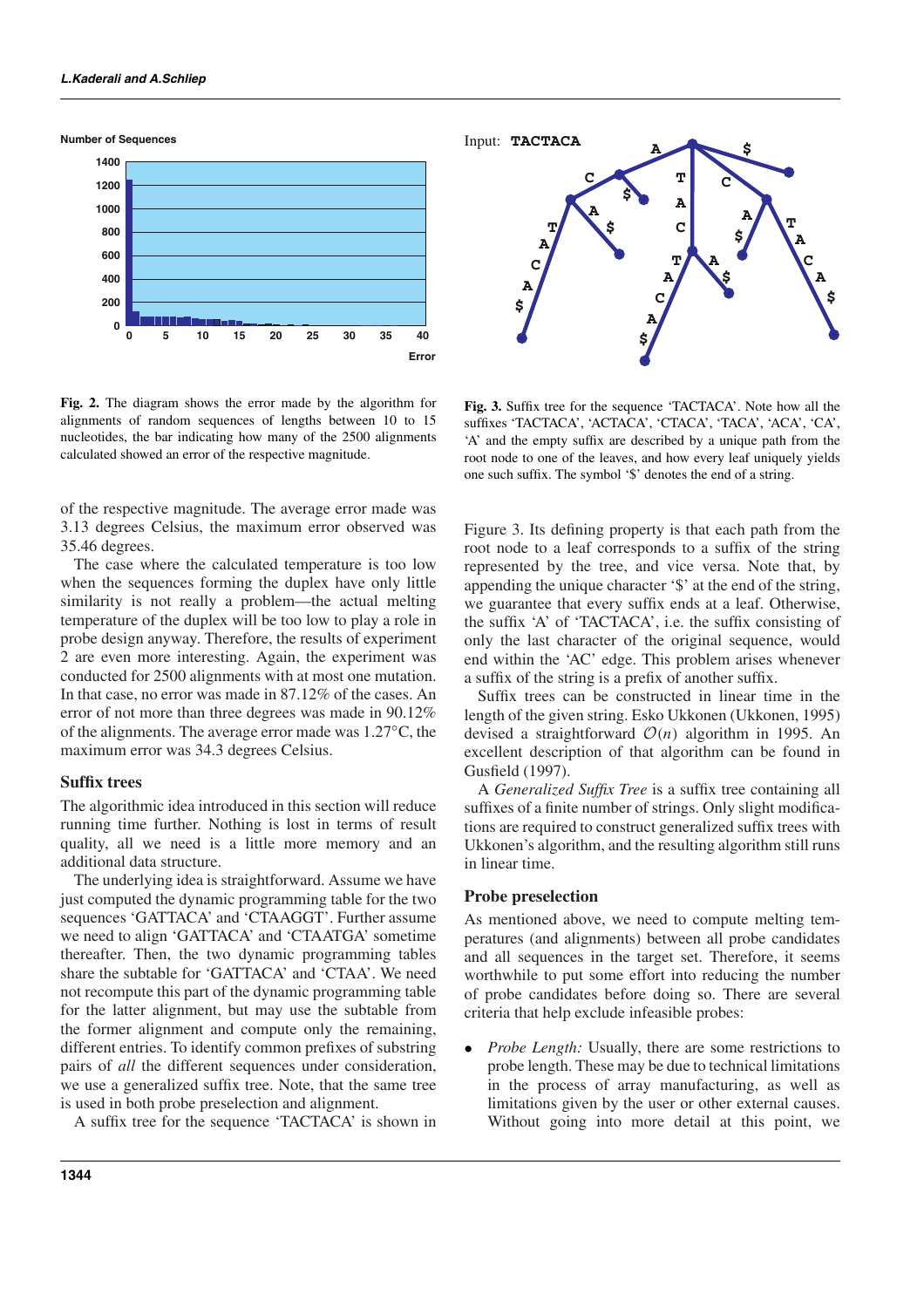Number of Sequences

1400
1200
1000
800
600
400
200
0

0 5 10 15 20 25 30 35 40

Error

**Fig. 2.** The diagram shows the error made by the algorithm for alignments of random sequences of lengths between 10 to 15 nucleotides, the bar indicating how many of the 2500 alignments calculated showed an error of the respective magnitude.

Input: **TACTACA**

**Fig. 3.** Suffix tree for the sequence 'TACTACA'. Note how all the suffixes 'TACTACA', 'ACTACA', 'CTACA', 'TACA', 'ACA', 'CA', 'A' and the empty suffix are described by a unique path from the root node to one of the leaves, and how every leaf uniquely yields one such suffix. The symbol '$' denotes the end of a string.

of the respective magnitude. The average error made was 3.13 degrees Celsius, the maximum error observed was 35.46 degrees.

The case where the calculated temperature is too low when the sequences forming the duplex have only little similarity is not really a problem—the actual melting temperature of the duplex will be too low to play a role in probe design anyway. Therefore, the results of experiment 2 are even more interesting. Again, the experiment was conducted for 2500 alignments with at most one mutation. In that case, no error was made in 87.12% of the cases. An error of not more than three degrees was made in 90.12% of the alignments. The average error made was 1.27°C, the maximum error was 34.3 degrees Celsius.

## Suffix trees

The algorithmic idea introduced in this section will reduce running time further. Nothing is lost in terms of result quality, all we need is a little more memory and an additional data structure.

The underlying idea is straightforward. Assume we have just computed the dynamic programming table for the two sequences 'GATTACA' and 'CTAAGGT'. Further assume we need to align 'GATTACA' and 'CTAATGA' sometime thereafter. Then, the two dynamic programming tables share the subtable for 'GATTACA' and 'CTAA'. We need not recompute this part of the dynamic programming table for the latter alignment, but may use the subtable from the former alignment and compute only the remaining, different entries. To identify common prefixes of substring pairs of *all* the different sequences under consideration, we use a generalized suffix tree. Note, that the same tree is used in both probe preselection and alignment.

A suffix tree for the sequence 'TACTACA' is shown in Figure 3. Its defining property is that each path from the root node to a leaf corresponds to a suffix of the string represented by the tree, and vice versa. Note that, by appending the unique character '$' at the end of the string, we guarantee that every suffix ends at a leaf. Otherwise, the suffix 'A' of 'TACTACA', i.e. the suffix consisting of only the last character of the original sequence, would end within the 'AC' edge. This problem arises whenever a suffix of the string is a prefix of another suffix.

Suffix trees can be constructed in linear time in the length of the given string. Esko Ukkonen (Ukkonen, 1995) devised a straightforward $\mathcal{O}(n)$ algorithm in 1995. An excellent description of that algorithm can be found in Gusfield (1997).

A *Generalized Suffix Tree* is a suffix tree containing all suffixes of a finite number of strings. Only slight modifications are required to construct generalized suffix trees with Ukkonen's algorithm, and the resulting algorithm still runs in linear time.

## Probe preselection

As mentioned above, we need to compute melting temperatures (and alignments) between all probe candidates and all sequences in the target set. Therefore, it seems worthwhile to put some effort into reducing the number of probe candidates before doing so. There are several criteria that help exclude infeasible probes:

- *Probe Length:* Usually, there are some restrictions to probe length. These may be due to technical limitations in the process of array manufacturing, as well as limitations given by the user or other external causes. Without going into more detail at this point, we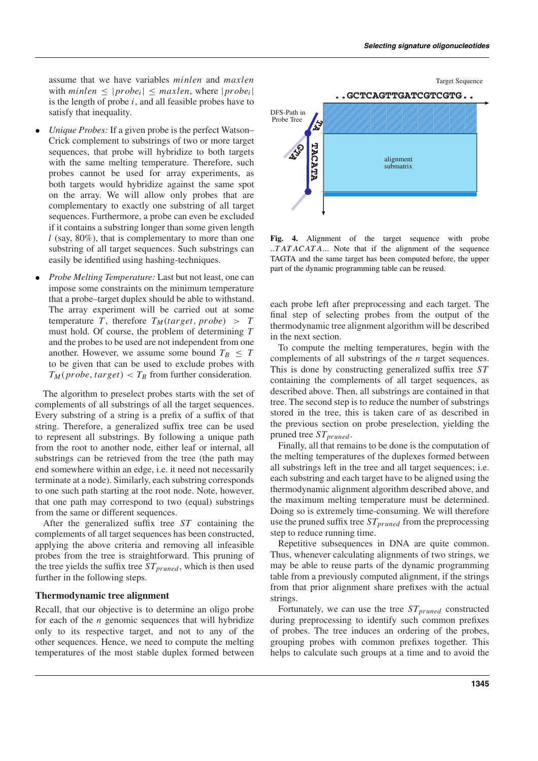assume that we have variables *minlen* and *maxlen* with $minlen \leq |probe_i| \leq maxlen$, where $|probe_i|$ is the length of probe $i$, and all feasible probes have to satisfy that inequality.

- *Unique Probes:* If a given probe is the perfect Watson–Crick complement to substrings of two or more target sequences, that probe will hybridize to both targets with the same melting temperature. Therefore, such probes cannot be used for array experiments, as both targets would hybridize against the same spot on the array. We will allow only probes that are complementary to exactly one substring of all target sequences. Furthermore, a probe can even be excluded if it contains a substring longer than some given length $l$ (say, 80%), that is complementary to more than one substring of all target sequences. Such substrings can easily be identified using hashing-techniques.
- *Probe Melting Temperature:* Last but not least, one can impose some constraints on the minimum temperature that a probe–target duplex should be able to withstand. The array experiment will be carried out at some temperature $T$, therefore $T_M(target, probe) > T$ must hold. Of course, the problem of determining $T$ and the probes to be used are not independent from one another. However, we assume some bound $T_B \leq T$ to be given that can be used to exclude probes with $T_M(probe, target) < T_B$ from further consideration.

The algorithm to preselect probes starts with the set of complements of all substrings of all the target sequences. Every substring of a string is a prefix of a suffix of that string. Therefore, a generalized suffix tree can be used to represent all substrings. By following a unique path from the root to another node, either leaf or internal, all substrings can be retrieved from the tree (the path may end somewhere within an edge, i.e. it need not necessarily terminate at a node). Similarly, each substring corresponds to one such path starting at the root node. Note, however, that one path may correspond to two (equal) substrings from the same or different sequences.

After the generalized suffix tree $ST$ containing the complements of all target sequences has been constructed, applying the above criteria and removing all infeasible probes from the tree is straightforward. This pruning of the tree yields the suffix tree $ST_{pruned}$, which is then used further in the following steps.

## Thermodynamic tree alignment

Recall, that our objective is to determine an oligo probe for each of the $n$ genomic sequences that will hybridize only to its respective target, and not to any of the other sequences. Hence, we need to compute the melting temperatures of the most stable duplex formed between each probe left after preprocessing and each target. The final step of selecting probes from the output of the thermodynamic tree alignment algorithm will be described in the next section.

Target Sequence

..GCTCAGTTGATCGTCGTG..

DFS-Path in Probe Tree

TA

GTA

TACATA

alignment submatrix

**Fig. 4.** Alignment of the target sequence with probe ..$TATACATA$... Note that if the alignment of the sequence TAGTA and the same target has been computed before, the upper part of the dynamic programming table can be reused.

To compute the melting temperatures, begin with the complements of all substrings of the $n$ target sequences. This is done by constructing generalized suffix tree $ST$ containing the complements of all target sequences, as described above. Then, all substrings are contained in that tree. The second step is to reduce the number of substrings stored in the tree, this is taken care of as described in the previous section on probe preselection, yielding the pruned tree $ST_{pruned}$.

Finally, all that remains to be done is the computation of the melting temperatures of the duplexes formed between all substrings left in the tree and all target sequences; i.e. each substring and each target have to be aligned using the thermodynamic alignment algorithm described above, and the maximum melting temperature must be determined. Doing so is extremely time-consuming. We will therefore use the pruned suffix tree $ST_{pruned}$ from the preprocessing step to reduce running time.

Repetitive subsequences in DNA are quite common. Thus, whenever calculating alignments of two strings, we may be able to reuse parts of the dynamic programming table from a previously computed alignment, if the strings from that prior alignment share prefixes with the actual strings.

Fortunately, we can use the tree $ST_{pruned}$ constructed during preprocessing to identify such common prefixes of probes. The tree induces an ordering of the probes, grouping probes with common prefixes together. This helps to calculate such groups at a time and to avoid the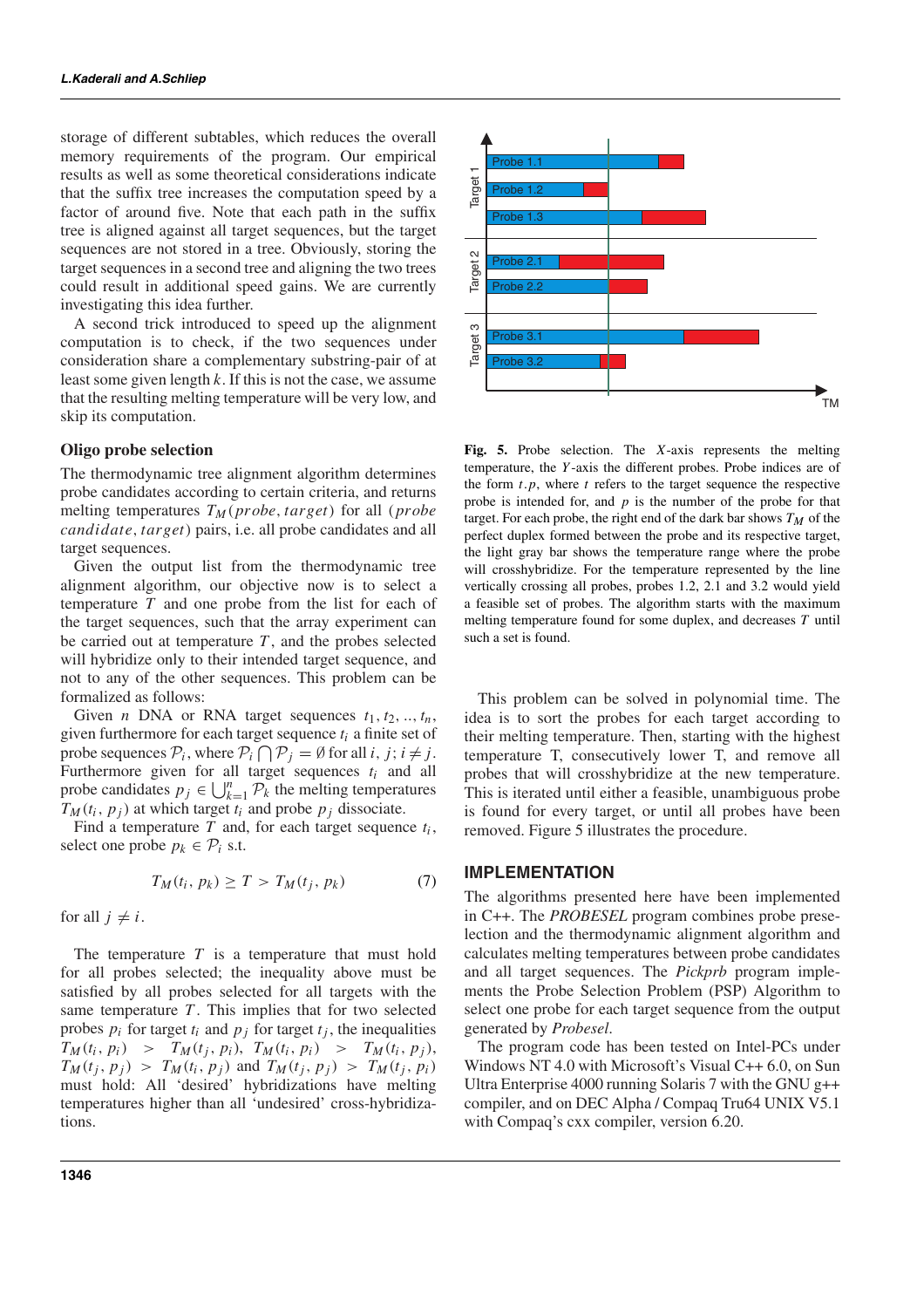storage of different subtables, which reduces the overall memory requirements of the program. Our empirical results as well as some theoretical considerations indicate that the suffix tree increases the computation speed by a factor of around five. Note that each path in the suffix tree is aligned against all target sequences, but the target sequences are not stored in a tree. Obviously, storing the target sequences in a second tree and aligning the two trees could result in additional speed gains. We are currently investigating this idea further.

A second trick introduced to speed up the alignment computation is to check, if the two sequences under consideration share a complementary substring-pair of at least some given length $k$. If this is not the case, we assume that the resulting melting temperature will be very low, and skip its computation.

### Oligo probe selection

The thermodynamic tree alignment algorithm determines probe candidates according to certain criteria, and returns melting temperatures $T_M(probe, target)$ for all $(probe\ candidate, target)$ pairs, i.e. all probe candidates and all target sequences.

Given the output list from the thermodynamic tree alignment algorithm, our objective now is to select a temperature $T$ and one probe from the list for each of the target sequences, such that the array experiment can be carried out at temperature $T$, and the probes selected will hybridize only to their intended target sequence, and not to any of the other sequences. This problem can be formalized as follows:

Given $n$ DNA or RNA target sequences $t_1, t_2, .., t_n$, given furthermore for each target sequence $t_i$ a finite set of probe sequences $\mathcal{P}_i$, where $\mathcal{P}_i \bigcap \mathcal{P}_j = \emptyset$ for all $i, j; i \neq j$. Furthermore given for all target sequences $t_i$ and all probe candidates $p_j \in \bigcup_{k=1}^{n} \mathcal{P}_k$ the melting temperatures $T_M(t_i, p_j)$ at which target $t_i$ and probe $p_j$ dissociate.

Find a temperature $T$ and, for each target sequence $t_i$, select one probe $p_k \in \mathcal{P}_i$ s.t.

$$T_M(t_i, p_k) \geq T > T_M(t_j, p_k) \tag{7}$$

for all $j \neq i$.

The temperature $T$ is a temperature that must hold for all probes selected; the inequality above must be satisfied by all probes selected for all targets with the same temperature $T$. This implies that for two selected probes $p_i$ for target $t_i$ and $p_j$ for target $t_j$, the inequalities $T_M(t_i, p_i) > T_M(t_j, p_i)$, $T_M(t_i, p_i) > T_M(t_i, p_j)$, $T_M(t_j, p_j) > T_M(t_i, p_j)$ and $T_M(t_j, p_j) > T_M(t_j, p_i)$ must hold: All 'desired' hybridizations have melting temperatures higher than all 'undesired' cross-hybridizations.

**Fig. 5.** Probe selection. The $X$-axis represents the melting temperature, the $Y$-axis the different probes. Probe indices are of the form $t.p$, where $t$ refers to the target sequence the respective probe is intended for, and $p$ is the number of the probe for that target. For each probe, the right end of the dark bar shows $T_M$ of the perfect duplex formed between the probe and its respective target, the light gray bar shows the temperature range where the probe will crosshybridize. For the temperature represented by the line vertically crossing all probes, probes 1.2, 2.1 and 3.2 would yield a feasible set of probes. The algorithm starts with the maximum melting temperature found for some duplex, and decreases $T$ until such a set is found.

This problem can be solved in polynomial time. The idea is to sort the probes for each target according to their melting temperature. Then, starting with the highest temperature T, consecutively lower T, and remove all probes that will crosshybridize at the new temperature. This is iterated until either a feasible, unambiguous probe is found for every target, or until all probes have been removed. Figure 5 illustrates the procedure.

## IMPLEMENTATION

The algorithms presented here have been implemented in C++. The *PROBESEL* program combines probe preselection and the thermodynamic alignment algorithm and calculates melting temperatures between probe candidates and all target sequences. The *Pickprb* program implements the Probe Selection Problem (PSP) Algorithm to select one probe for each target sequence from the output generated by *Probesel*.

The program code has been tested on Intel-PCs under Windows NT 4.0 with Microsoft's Visual C++ 6.0, on Sun Ultra Enterprise 4000 running Solaris 7 with the GNU g++ compiler, and on DEC Alpha / Compaq Tru64 UNIX V5.1 with Compaq's cxx compiler, version 6.20.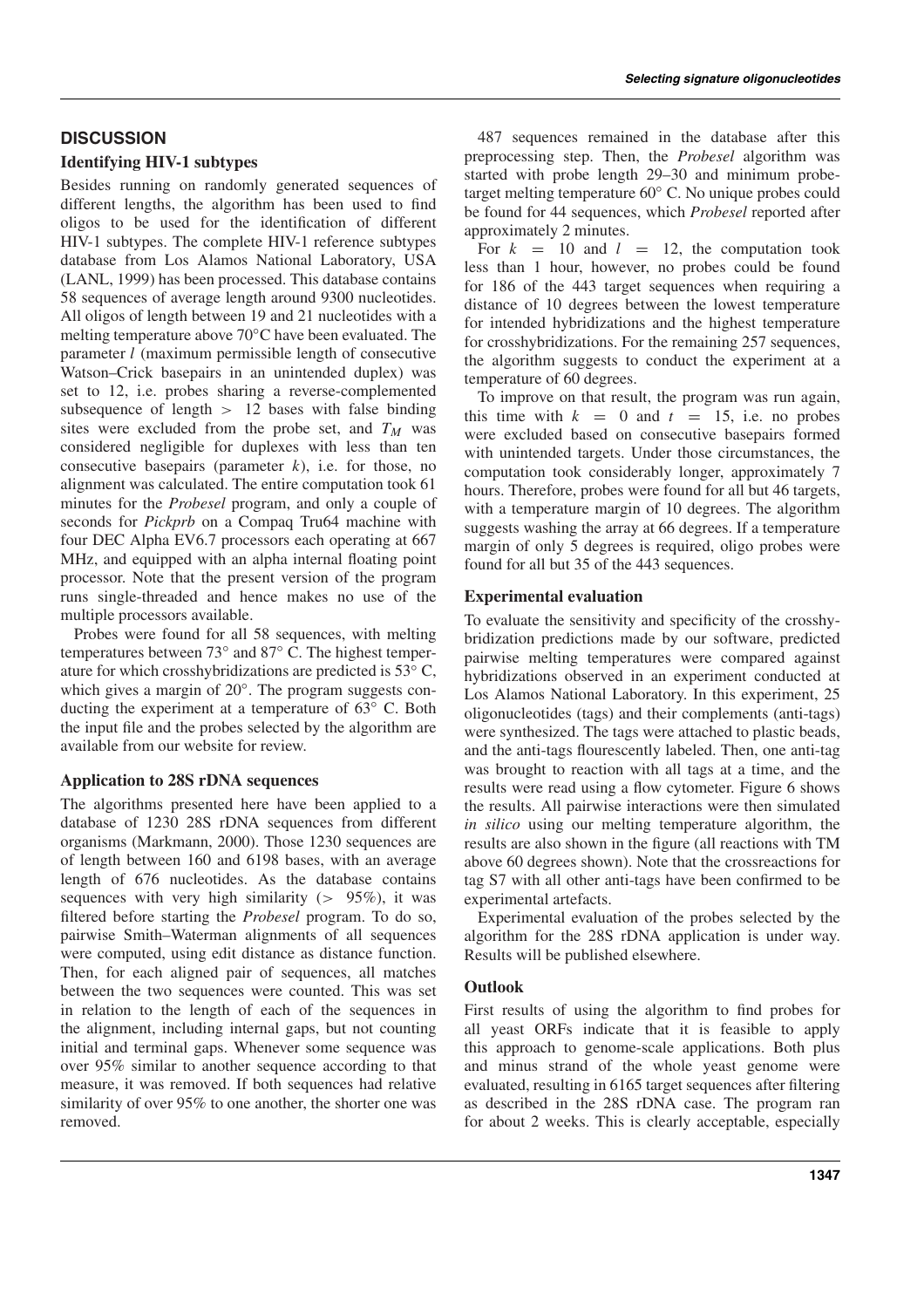## DISCUSSION

### Identifying HIV-1 subtypes

Besides running on randomly generated sequences of different lengths, the algorithm has been used to find oligos to be used for the identification of different HIV-1 subtypes. The complete HIV-1 reference subtypes database from Los Alamos National Laboratory, USA (LANL, 1999) has been processed. This database contains 58 sequences of average length around 9300 nucleotides. All oligos of length between 19 and 21 nucleotides with a melting temperature above 70°C have been evaluated. The parameter $l$ (maximum permissible length of consecutive Watson–Crick basepairs in an unintended duplex) was set to 12, i.e. probes sharing a reverse-complemented subsequence of length $> 12$ bases with false binding sites were excluded from the probe set, and $T_M$ was considered negligible for duplexes with less than ten consecutive basepairs (parameter $k$), i.e. for those, no alignment was calculated. The entire computation took 61 minutes for the *Probesel* program, and only a couple of seconds for *Pickprb* on a Compaq Tru64 machine with four DEC Alpha EV6.7 processors each operating at 667 MHz, and equipped with an alpha internal floating point processor. Note that the present version of the program runs single-threaded and hence makes no use of the multiple processors available.

Probes were found for all 58 sequences, with melting temperatures between 73° and 87° C. The highest temperature for which crosshybridizations are predicted is 53° C, which gives a margin of 20°. The program suggests conducting the experiment at a temperature of 63° C. Both the input file and the probes selected by the algorithm are available from our website for review.

### Application to 28S rDNA sequences

The algorithms presented here have been applied to a database of 1230 28S rDNA sequences from different organisms (Markmann, 2000). Those 1230 sequences are of length between 160 and 6198 bases, with an average length of 676 nucleotides. As the database contains sequences with very high similarity ($> 95\%$), it was filtered before starting the *Probesel* program. To do so, pairwise Smith–Waterman alignments of all sequences were computed, using edit distance as distance function. Then, for each aligned pair of sequences, all matches between the two sequences were counted. This was set in relation to the length of each of the sequences in the alignment, including internal gaps, but not counting initial and terminal gaps. Whenever some sequence was over 95% similar to another sequence according to that measure, it was removed. If both sequences had relative similarity of over 95% to one another, the shorter one was removed.

487 sequences remained in the database after this preprocessing step. Then, the *Probesel* algorithm was started with probe length 29–30 and minimum probe-target melting temperature 60° C. No unique probes could be found for 44 sequences, which *Probesel* reported after approximately 2 minutes.

For $k = 10$ and $l = 12$, the computation took less than 1 hour, however, no probes could be found for 186 of the 443 target sequences when requiring a distance of 10 degrees between the lowest temperature for intended hybridizations and the highest temperature for crosshybridizations. For the remaining 257 sequences, the algorithm suggests to conduct the experiment at a temperature of 60 degrees.

To improve on that result, the program was run again, this time with $k = 0$ and $t = 15$, i.e. no probes were excluded based on consecutive basepairs formed with unintended targets. Under those circumstances, the computation took considerably longer, approximately 7 hours. Therefore, probes were found for all but 46 targets, with a temperature margin of 10 degrees. The algorithm suggests washing the array at 66 degrees. If a temperature margin of only 5 degrees is required, oligo probes were found for all but 35 of the 443 sequences.

### Experimental evaluation

To evaluate the sensitivity and specificity of the crosshybridization predictions made by our software, predicted pairwise melting temperatures were compared against hybridizations observed in an experiment conducted at Los Alamos National Laboratory. In this experiment, 25 oligonucleotides (tags) and their complements (anti-tags) were synthesized. The tags were attached to plastic beads, and the anti-tags flourescently labeled. Then, one anti-tag was brought to reaction with all tags at a time, and the results were read using a flow cytometer. Figure 6 shows the results. All pairwise interactions were then simulated *in silico* using our melting temperature algorithm, the results are also shown in the figure (all reactions with TM above 60 degrees shown). Note that the crossreactions for tag S7 with all other anti-tags have been confirmed to be experimental artefacts.

Experimental evaluation of the probes selected by the algorithm for the 28S rDNA application is under way. Results will be published elsewhere.

### Outlook

First results of using the algorithm to find probes for all yeast ORFs indicate that it is feasible to apply this approach to genome-scale applications. Both plus and minus strand of the whole yeast genome were evaluated, resulting in 6165 target sequences after filtering as described in the 28S rDNA case. The program ran for about 2 weeks. This is clearly acceptable, especially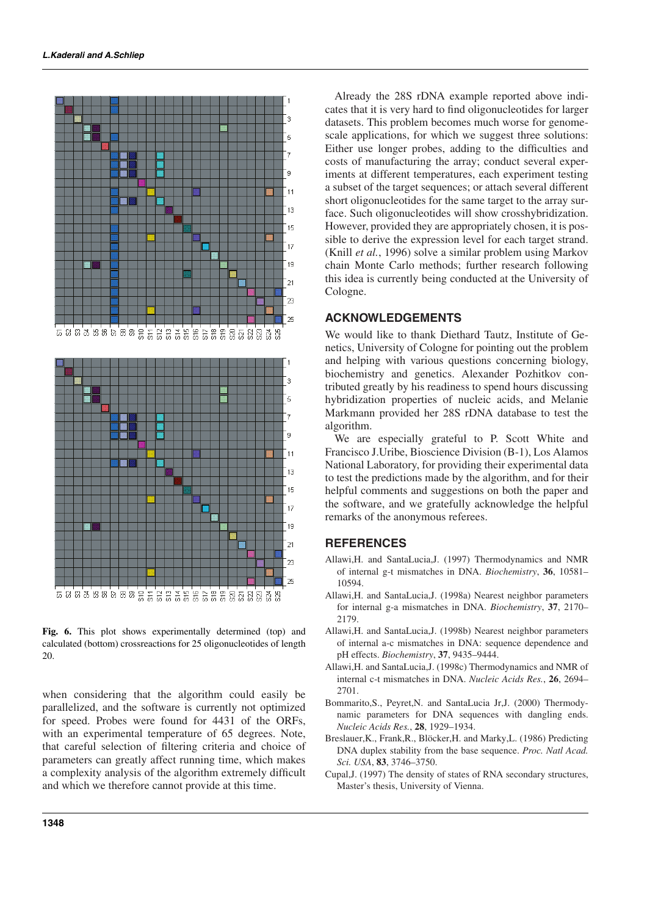**Fig. 6.** This plot shows experimentally determined (top) and calculated (bottom) crossreactions for 25 oligonucleotides of length 20.

when considering that the algorithm could easily be parallelized, and the software is currently not optimized for speed. Probes were found for 4431 of the ORFs, with an experimental temperature of 65 degrees. Note, that careful selection of filtering criteria and choice of parameters can greatly affect running time, which makes a complexity analysis of the algorithm extremely difficult and which we therefore cannot provide at this time.

Already the 28S rDNA example reported above indicates that it is very hard to find oligonucleotides for larger datasets. This problem becomes much worse for genome-scale applications, for which we suggest three solutions: Either use longer probes, adding to the difficulties and costs of manufacturing the array; conduct several experiments at different temperatures, each experiment testing a subset of the target sequences; or attach several different short oligonucleotides for the same target to the array surface. Such oligonucleotides will show crosshybridization. However, provided they are appropriately chosen, it is possible to derive the expression level for each target strand. (Knill *et al.*, 1996) solve a similar problem using Markov chain Monte Carlo methods; further research following this idea is currently being conducted at the University of Cologne.

## ACKNOWLEDGEMENTS

We would like to thank Diethard Tautz, Institute of Genetics, University of Cologne for pointing out the problem and helping with various questions concerning biology, biochemistry and genetics. Alexander Pozhitkov contributed greatly by his readiness to spend hours discussing hybridization properties of nucleic acids, and Melanie Markmann provided her 28S rDNA database to test the algorithm.

We are especially grateful to P. Scott White and Francisco J.Uribe, Bioscience Division (B-1), Los Alamos National Laboratory, for providing their experimental data to test the predictions made by the algorithm, and for their helpful comments and suggestions on both the paper and the software, and we gratefully acknowledge the helpful remarks of the anonymous referees.

## REFERENCES

Allawi,H. and SantaLucia,J. (1997) Thermodynamics and NMR of internal g-t mismatches in DNA. *Biochemistry*, **36**, 10581–10594.

Allawi,H. and SantaLucia,J. (1998a) Nearest neighbor parameters for internal g-a mismatches in DNA. *Biochemistry*, **37**, 2170–2179.

Allawi,H. and SantaLucia,J. (1998b) Nearest neighbor parameters of internal a-c mismatches in DNA: sequence dependence and pH effects. *Biochemistry*, **37**, 9435–9444.

Allawi,H. and SantaLucia,J. (1998c) Thermodynamics and NMR of internal c-t mismatches in DNA. *Nucleic Acids Res.*, **26**, 2694–2701.

Bommarito,S., Peyret,N. and SantaLucia Jr,J. (2000) Thermodynamic parameters for DNA sequences with dangling ends. *Nucleic Acids Res.*, **28**, 1929–1934.

Breslauer,K., Frank,R., Blöcker,H. and Marky,L. (1986) Predicting DNA duplex stability from the base sequence. *Proc. Natl Acad. Sci. USA*, **83**, 3746–3750.

Cupal,J. (1997) The density of states of RNA secondary structures, Master's thesis, University of Vienna.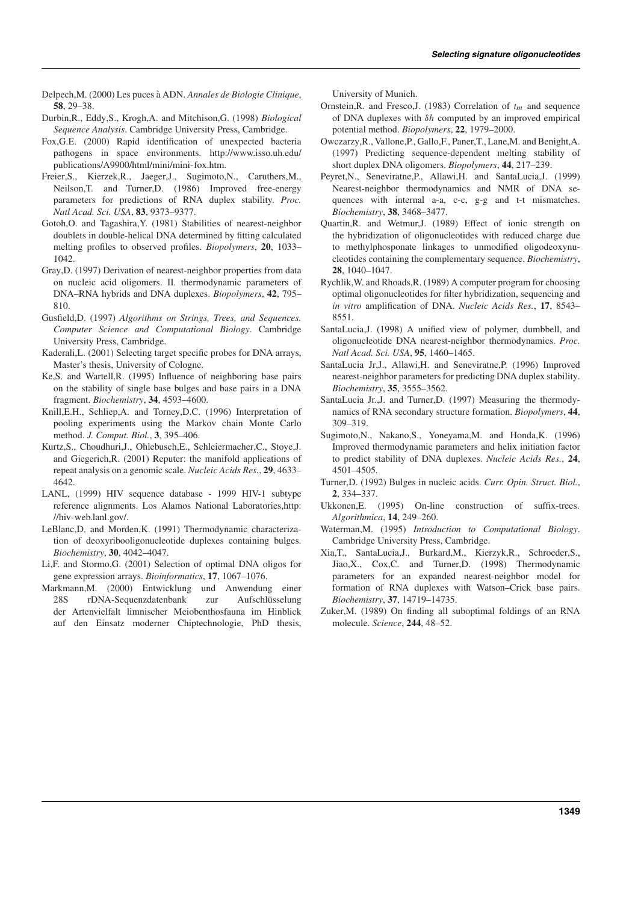Delpech,M. (2000) Les puces à ADN. *Annales de Biologie Clinique*, **58**, 29–38.

Durbin,R., Eddy,S., Krogh,A. and Mitchison,G. (1998) *Biological Sequence Analysis*. Cambridge University Press, Cambridge.

Fox,G.E. (2000) Rapid identification of unexpected bacteria pathogens in space environments. http://www.isso.uh.edu/publications/A9900/html/mini/mini-fox.htm.

Freier,S., Kierzek,R., Jaeger,J., Sugimoto,N., Caruthers,M., Neilson,T. and Turner,D. (1986) Improved free-energy parameters for predictions of RNA duplex stability. *Proc. Natl Acad. Sci. USA*, **83**, 9373–9377.

Gotoh,O. and Tagashira,Y. (1981) Stabilities of nearest-neighbor doublets in double-helical DNA determined by fitting calculated melting profiles to observed profiles. *Biopolymers*, **20**, 1033–1042.

Gray,D. (1997) Derivation of nearest-neighbor properties from data on nucleic acid oligomers. II. thermodynamic parameters of DNA–RNA hybrids and DNA duplexes. *Biopolymers*, **42**, 795–810.

Gusfield,D. (1997) *Algorithms on Strings, Trees, and Sequences. Computer Science and Computational Biology*. Cambridge University Press, Cambridge.

Kaderali,L. (2001) Selecting target specific probes for DNA arrays, Master's thesis, University of Cologne.

Ke,S. and Wartell,R. (1995) Influence of neighboring base pairs on the stability of single base bulges and base pairs in a DNA fragment. *Biochemistry*, **34**, 4593–4600.

Knill,E.H., Schliep,A. and Torney,D.C. (1996) Interpretation of pooling experiments using the Markov chain Monte Carlo method. *J. Comput. Biol.*, **3**, 395–406.

Kurtz,S., Choudhuri,J., Ohlebusch,E., Schleiermacher,C., Stoye,J. and Giegerich,R. (2001) Reputer: the manifold applications of repeat analysis on a genomic scale. *Nucleic Acids Res.*, **29**, 4633–4642.

LANL, (1999) HIV sequence database - 1999 HIV-1 subtype reference alignments. Los Alamos National Laboratories,http://hiv-web.lanl.gov/.

LeBlanc,D. and Morden,K. (1991) Thermodynamic characterization of deoxyribooligonucleotide duplexes containing bulges. *Biochemistry*, **30**, 4042–4047.

Li,F. and Stormo,G. (2001) Selection of optimal DNA oligos for gene expression arrays. *Bioinformatics*, **17**, 1067–1076.

Markmann,M. (2000) Entwicklung und Anwendung einer 28S rDNA-Sequenzdatenbank zur Aufschlüsselung der Artenvielfalt limnischer Meiobenthosfauna im Hinblick auf den Einsatz moderner Chiptechnologie, PhD thesis, University of Munich.

Ornstein,R. and Fresco,J. (1983) Correlation of $t_m$ and sequence of DNA duplexes with $\delta h$ computed by an improved empirical potential method. *Biopolymers*, **22**, 1979–2000.

Owczarzy,R., Vallone,P., Gallo,F., Paner,T., Lane,M. and Benight,A. (1997) Predicting sequence-dependent melting stability of short duplex DNA oligomers. *Biopolymers*, **44**, 217–239.

Peyret,N., Seneviratne,P., Allawi,H. and SantaLucia,J. (1999) Nearest-neighbor thermodynamics and NMR of DNA sequences with internal a-a, c-c, g-g and t-t mismatches. *Biochemistry*, **38**, 3468–3477.

Quartin,R. and Wetmur,J. (1989) Effect of ionic strength on the hybridization of oligonucleotides with reduced charge due to methylphosponate linkages to unmodified oligodeoxynucleotides containing the complementary sequence. *Biochemistry*, **28**, 1040–1047.

Rychlik,W. and Rhoads,R. (1989) A computer program for choosing optimal oligonucleotides for filter hybridization, sequencing and *in vitro* amplification of DNA. *Nucleic Acids Res.*, **17**, 8543–8551.

SantaLucia,J. (1998) A unified view of polymer, dumbbell, and oligonucleotide DNA nearest-neighbor thermodynamics. *Proc. Natl Acad. Sci. USA*, **95**, 1460–1465.

SantaLucia Jr,J., Allawi,H. and Seneviratne,P. (1996) Improved nearest-neighbor parameters for predicting DNA duplex stability. *Biochemistry*, **35**, 3555–3562.

SantaLucia Jr.,J. and Turner,D. (1997) Measuring the thermodynamics of RNA secondary structure formation. *Biopolymers*, **44**, 309–319.

Sugimoto,N., Nakano,S., Yoneyama,M. and Honda,K. (1996) Improved thermodynamic parameters and helix initiation factor to predict stability of DNA duplexes. *Nucleic Acids Res.*, **24**, 4501–4505.

Turner,D. (1992) Bulges in nucleic acids. *Curr. Opin. Struct. Biol.*, **2**, 334–337.

Ukkonen,E. (1995) On-line construction of suffix-trees. *Algorithmica*, **14**, 249–260.

Waterman,M. (1995) *Introduction to Computational Biology*. Cambridge University Press, Cambridge.

Xia,T., SantaLucia,J., Burkard,M., Kierzyk,R., Schroeder,S., Jiao,X., Cox,C. and Turner,D. (1998) Thermodynamic parameters for an expanded nearest-neighbor model for formation of RNA duplexes with Watson–Crick base pairs. *Biochemistry*, **37**, 14719–14735.

Zuker,M. (1989) On finding all suboptimal foldings of an RNA molecule. *Science*, **244**, 48–52.